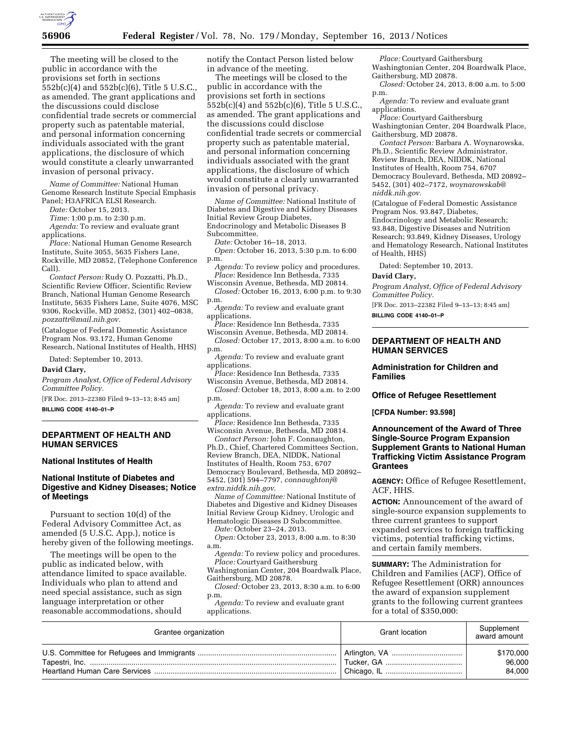The meeting will be closed to the public in accordance with the provisions set forth in sections 552b(c)(4) and 552b(c)(6), Title 5 U.S.C., as amended. The grant applications and the discussions could disclose confidential trade secrets or commercial property such as patentable material, and personal information concerning individuals associated with the grant applications, the disclosure of which would constitute a clearly unwarranted invasion of personal privacy.

*Name of Committee:* National Human Genome Research Institute Special Emphasis Panel; H3AFRICA ELSI Research.

*Date:* October 15, 2013.

*Time:* 1:00 p.m. to 2:30 p.m.

*Agenda:* To review and evaluate grant applications.

*Place:* National Human Genome Research Institute, Suite 3055, 5635 Fishers Lane, Rockville, MD 20852, (Telephone Conference Call).

*Contact Person:* Rudy O. Pozzatti, Ph.D., Scientific Review Officer, Scientific Review Branch, National Human Genome Research Institute, 5635 Fishers Lane, Suite 4076, MSC 9306, Rockville, MD 20852, (301) 402–0838, *pozzattr@mail.nih.gov.*

(Catalogue of Federal Domestic Assistance Program Nos. 93.172, Human Genome Research, National Institutes of Health, HHS)

Dated: September 10, 2013.

**David Clary,**

*Program Analyst, Office of Federal Advisory Committee Policy.*

[FR Doc. 2013–22380 Filed 9–13–13; 8:45 am]

**BILLING CODE 4140–01–P**

## DEPARTMENT OF HEALTH AND HUMAN SERVICES

### National Institutes of Health

### National Institute of Diabetes and Digestive and Kidney Diseases; Notice of Meetings

Pursuant to section 10(d) of the Federal Advisory Committee Act, as amended (5 U.S.C. App.), notice is hereby given of the following meetings.

The meetings will be open to the public as indicated below, with attendance limited to space available. Individuals who plan to attend and need special assistance, such as sign language interpretation or other reasonable accommodations, should notify the Contact Person listed below in advance of the meeting.

The meetings will be closed to the public in accordance with the provisions set forth in sections 552b(c)(4) and 552b(c)(6), Title 5 U.S.C., as amended. The grant applications and the discussions could disclose confidential trade secrets or commercial property such as patentable material, and personal information concerning individuals associated with the grant applications, the disclosure of which would constitute a clearly unwarranted invasion of personal privacy.

*Name of Committee:* National Institute of Diabetes and Digestive and Kidney Diseases Initial Review Group Diabetes, Endocrinology and Metabolic Diseases B Subcommittee.

*Date:* October 16–18, 2013.

*Open:* October 16, 2013, 5:30 p.m. to 6:00 p.m.

*Agenda:* To review policy and procedures.

*Place:* Residence Inn Bethesda, 7335 Wisconsin Avenue, Bethesda, MD 20814.

*Closed:* October 16, 2013, 6:00 p.m. to 9:30 p.m.

*Agenda:* To review and evaluate grant applications.

*Place:* Residence Inn Bethesda, 7335 Wisconsin Avenue, Bethesda, MD 20814.

*Closed:* October 17, 2013, 8:00 a.m. to 6:00 p.m.

*Agenda:* To review and evaluate grant applications.

*Place:* Residence Inn Bethesda, 7335 Wisconsin Avenue, Bethesda, MD 20814.

*Closed:* October 18, 2013, 8:00 a.m. to 2:00 p.m.

*Agenda:* To review and evaluate grant applications.

*Place:* Residence Inn Bethesda, 7335 Wisconsin Avenue, Bethesda, MD 20814.

*Contact Person:* John F. Connaughton, Ph.D., Chief, Chartered Committees Section, Review Branch, DEA, NIDDK, National Institutes of Health, Room 753, 6707 Democracy Boulevard, Bethesda, MD 20892–5452, (301) 594–7797, *connaughtonj@extra.niddk.nih.gov.*

*Name of Committee:* National Institute of Diabetes and Digestive and Kidney Diseases Initial Review Group Kidney, Urologic and Hematologic Diseases D Subcommittee.

*Date:* October 23–24, 2013.

*Open:* October 23, 2013, 8:00 a.m. to 8:30 a.m.

*Agenda:* To review policy and procedures.

*Place:* Courtyard Gaithersburg Washingtonian Center, 204 Boardwalk Place, Gaithersburg, MD 20878.

*Closed:* October 23, 2013, 8:30 a.m. to 6:00 p.m.

*Agenda:* To review and evaluate grant applications.

*Place:* Courtyard Gaithersburg Washingtonian Center, 204 Boardwalk Place, Gaithersburg, MD 20878.

*Closed:* October 24, 2013, 8:00 a.m. to 5:00 p.m.

*Agenda:* To review and evaluate grant applications.

*Place:* Courtyard Gaithersburg Washingtonian Center, 204 Boardwalk Place, Gaithersburg, MD 20878.

*Contact Person:* Barbara A. Woynarowska, Ph.D., Scientific Review Administrator, Review Branch, DEA, NIDDK, National Institutes of Health, Room 754, 6707 Democracy Boulevard, Bethesda, MD 20892–5452, (301) 402–7172, *woynarowskab@niddk.nih.gov.*

(Catalogue of Federal Domestic Assistance Program Nos. 93.847, Diabetes, Endocrinology and Metabolic Research; 93.848, Digestive Diseases and Nutrition Research; 93.849, Kidney Diseases, Urology and Hematology Research, National Institutes of Health, HHS)

Dated: September 10, 2013.

**David Clary,**

*Program Analyst, Office of Federal Advisory Committee Policy.*

[FR Doc. 2013–22382 Filed 9–13–13; 8:45 am]

**BILLING CODE 4140–01–P**

## DEPARTMENT OF HEALTH AND HUMAN SERVICES

### Administration for Children and Families

### Office of Refugee Resettlement

**[CFDA Number: 93.598]**

### Announcement of the Award of Three Single-Source Program Expansion Supplement Grants to National Human Trafficking Victim Assistance Program Grantees

**AGENCY:** Office of Refugee Resettlement, ACF, HHS.

**ACTION:** Announcement of the award of single-source expansion supplements to three current grantees to support expanded services to foreign trafficking victims, potential trafficking victims, and certain family members.

**SUMMARY:** The Administration for Children and Families (ACF), Office of Refugee Resettlement (ORR) announces the award of expansion supplement grants to the following current grantees for a total of $350,000:

| Grantee organization | Grant location | Supplement award amount |
|---|---|---|
| U.S. Committee for Refugees and Immigrants | Arlington, VA | $170,000 |
| Tapestri, Inc. | Tucker, GA | 96,000 |
| Heartland Human Care Services | Chicago, IL | 84,000 |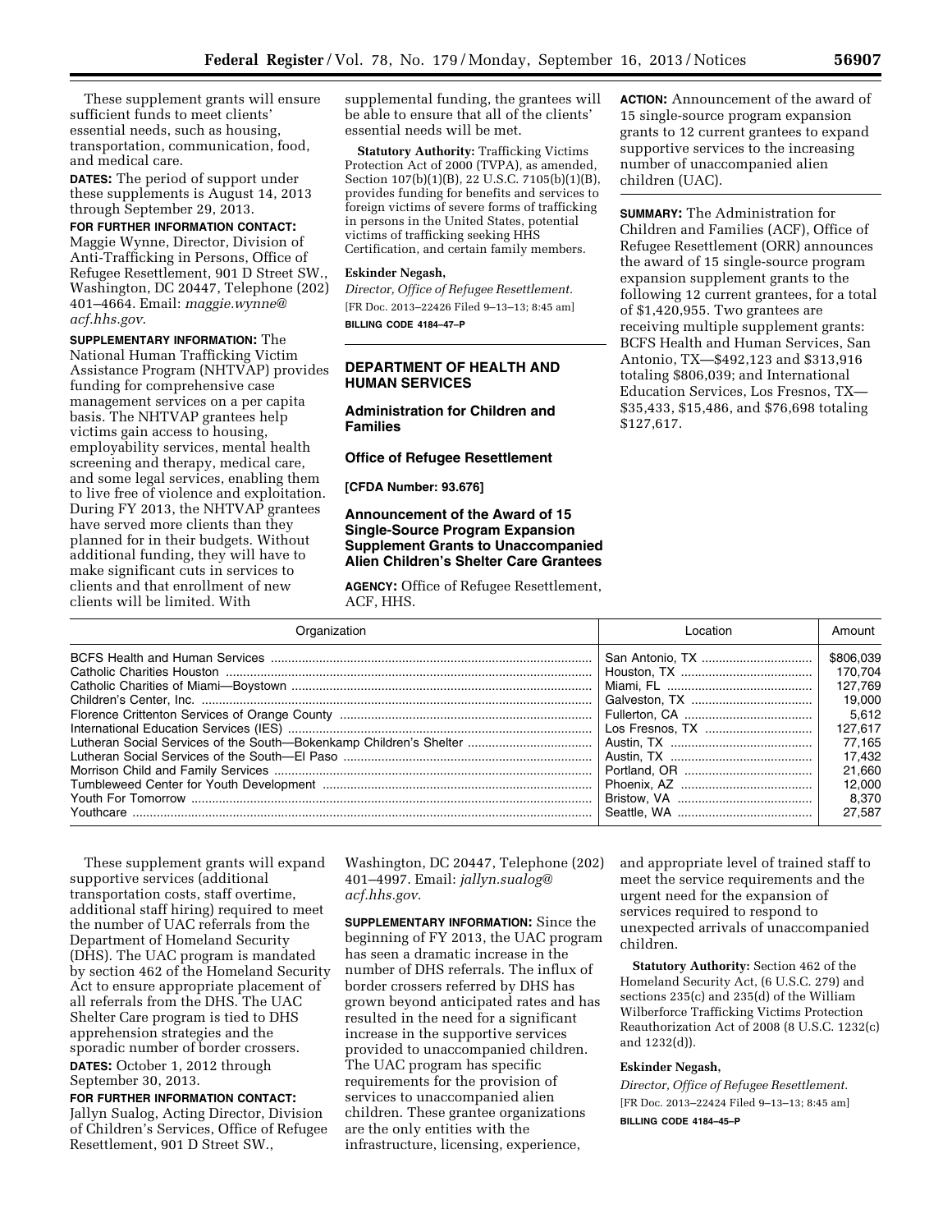These supplement grants will ensure sufficient funds to meet clients' essential needs, such as housing, transportation, communication, food, and medical care.

**DATES:** The period of support under these supplements is August 14, 2013 through September 29, 2013.

**FOR FURTHER INFORMATION CONTACT:** Maggie Wynne, Director, Division of Anti-Trafficking in Persons, Office of Refugee Resettlement, 901 D Street SW., Washington, DC 20447, Telephone (202) 401–4664. Email: *maggie.wynne@acf.hhs.gov*.

**SUPPLEMENTARY INFORMATION:** The National Human Trafficking Victim Assistance Program (NHTVAP) provides funding for comprehensive case management services on a per capita basis. The NHTVAP grantees help victims gain access to housing, employability services, mental health screening and therapy, medical care, and some legal services, enabling them to live free of violence and exploitation. During FY 2013, the NHTVAP grantees have served more clients than they planned for in their budgets. Without additional funding, they will have to make significant cuts in services to clients and that enrollment of new clients will be limited. With supplemental funding, the grantees will be able to ensure that all of the clients' essential needs will be met.

**Statutory Authority:** Trafficking Victims Protection Act of 2000 (TVPA), as amended, Section 107(b)(1)(B), 22 U.S.C. 7105(b)(1)(B), provides funding for benefits and services to foreign victims of severe forms of trafficking in persons in the United States, potential victims of trafficking seeking HHS Certification, and certain family members.

**Eskinder Negash,**

*Director, Office of Refugee Resettlement.*

[FR Doc. 2013–22426 Filed 9–13–13; 8:45 am]

**BILLING CODE 4184–47–P**

## DEPARTMENT OF HEALTH AND HUMAN SERVICES

### Administration for Children and Families

### Office of Refugee Resettlement

**[CFDA Number: 93.676]**

### Announcement of the Award of 15 Single-Source Program Expansion Supplement Grants to Unaccompanied Alien Children's Shelter Care Grantees

**AGENCY:** Office of Refugee Resettlement, ACF, HHS.

**ACTION:** Announcement of the award of 15 single-source program expansion grants to 12 current grantees to expand supportive services to the increasing number of unaccompanied alien children (UAC).

**SUMMARY:** The Administration for Children and Families (ACF), Office of Refugee Resettlement (ORR) announces the award of 15 single-source program expansion supplement grants to the following 12 current grantees, for a total of $1,420,955. Two grantees are receiving multiple supplement grants: BCFS Health and Human Services, San Antonio, TX—$492,123 and $313,916 totaling $806,039; and International Education Services, Los Fresnos, TX—$35,433, $15,486, and $76,698 totaling $127,617.

| Organization | Location | Amount |
| --- | --- | --- |
| BCFS Health and Human Services | San Antonio, TX | $806,039 |
| Catholic Charities Houston | Houston, TX | 170,704 |
| Catholic Charities of Miami—Boystown | Miami, FL | 127,769 |
| Children's Center, Inc. | Galveston, TX | 19,000 |
| Florence Crittenton Services of Orange County | Fullerton, CA | 5,612 |
| International Education Services (IES) | Los Fresnos, TX | 127,617 |
| Lutheran Social Services of the South—Bokenkamp Children's Shelter | Austin, TX | 77,165 |
| Lutheran Social Services of the South—El Paso | Austin, TX | 17,432 |
| Morrison Child and Family Services | Portland, OR | 21,660 |
| Tumbleweed Center for Youth Development | Phoenix, AZ | 12,000 |
| Youth For Tomorrow | Bristow, VA | 8,370 |
| Youthcare | Seattle, WA | 27,587 |

These supplement grants will expand supportive services (additional transportation costs, staff overtime, additional staff hiring) required to meet the number of UAC referrals from the Department of Homeland Security (DHS). The UAC program is mandated by section 462 of the Homeland Security Act to ensure appropriate placement of all referrals from the DHS. The UAC Shelter Care program is tied to DHS apprehension strategies and the sporadic number of border crossers.

**DATES:** October 1, 2012 through September 30, 2013.

**FOR FURTHER INFORMATION CONTACT:** Jallyn Sualog, Acting Director, Division of Children's Services, Office of Refugee Resettlement, 901 D Street SW., Washington, DC 20447, Telephone (202) 401–4997. Email: *jallyn.sualog@acf.hhs.gov*.

**SUPPLEMENTARY INFORMATION:** Since the beginning of FY 2013, the UAC program has seen a dramatic increase in the number of DHS referrals. The influx of border crossers referred by DHS has grown beyond anticipated rates and has resulted in the need for a significant increase in the supportive services provided to unaccompanied children. The UAC program has specific requirements for the provision of services to unaccompanied alien children. These grantee organizations are the only entities with the infrastructure, licensing, experience, and appropriate level of trained staff to meet the service requirements and the urgent need for the expansion of services required to respond to unexpected arrivals of unaccompanied children.

**Statutory Authority:** Section 462 of the Homeland Security Act, (6 U.S.C. 279) and sections 235(c) and 235(d) of the William Wilberforce Trafficking Victims Protection Reauthorization Act of 2008 (8 U.S.C. 1232(c) and 1232(d)).

**Eskinder Negash,**

*Director, Office of Refugee Resettlement.*

[FR Doc. 2013–22424 Filed 9–13–13; 8:45 am]

**BILLING CODE 4184–45–P**